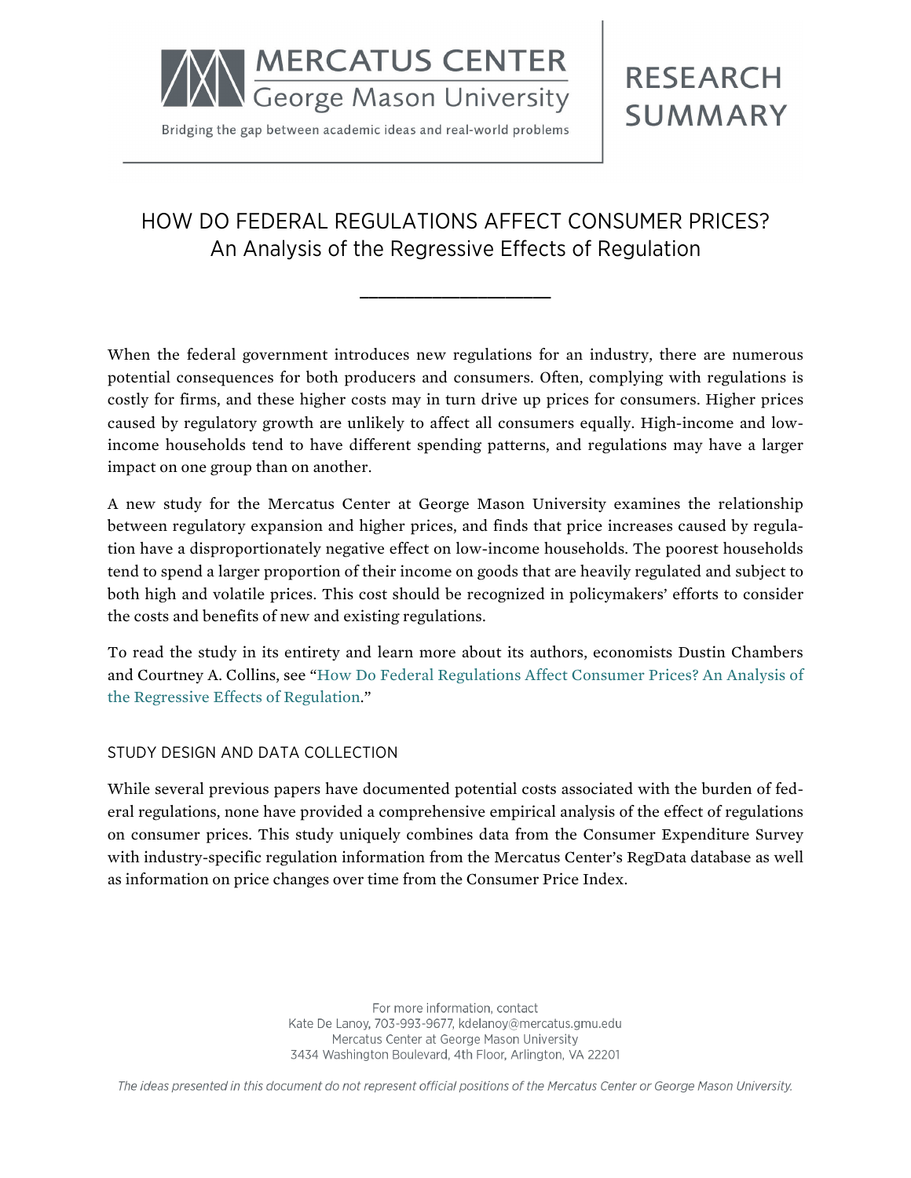MERCATUS CENTER
George Mason University

Bridging the gap between academic ideas and real-world problems

RESEARCH SUMMARY

# HOW DO FEDERAL REGULATIONS AFFECT CONSUMER PRICES?
## An Analysis of the Regressive Effects of Regulation

When the federal government introduces new regulations for an industry, there are numerous potential consequences for both producers and consumers. Often, complying with regulations is costly for firms, and these higher costs may in turn drive up prices for consumers. Higher prices caused by regulatory growth are unlikely to affect all consumers equally. High-income and low-income households tend to have different spending patterns, and regulations may have a larger impact on one group than on another.

A new study for the Mercatus Center at George Mason University examines the relationship between regulatory expansion and higher prices, and finds that price increases caused by regulation have a disproportionately negative effect on low-income households. The poorest households tend to spend a larger proportion of their income on goods that are heavily regulated and subject to both high and volatile prices. This cost should be recognized in policymakers' efforts to consider the costs and benefits of new and existing regulations.

To read the study in its entirety and learn more about its authors, economists Dustin Chambers and Courtney A. Collins, see "How Do Federal Regulations Affect Consumer Prices? An Analysis of the Regressive Effects of Regulation."

### STUDY DESIGN AND DATA COLLECTION

While several previous papers have documented potential costs associated with the burden of federal regulations, none have provided a comprehensive empirical analysis of the effect of regulations on consumer prices. This study uniquely combines data from the Consumer Expenditure Survey with industry-specific regulation information from the Mercatus Center's RegData database as well as information on price changes over time from the Consumer Price Index.

For more information, contact
Kate De Lanoy, 703-993-9677, kdelanoy@mercatus.gmu.edu
Mercatus Center at George Mason University
3434 Washington Boulevard, 4th Floor, Arlington, VA 22201

*The ideas presented in this document do not represent official positions of the Mercatus Center or George Mason University.*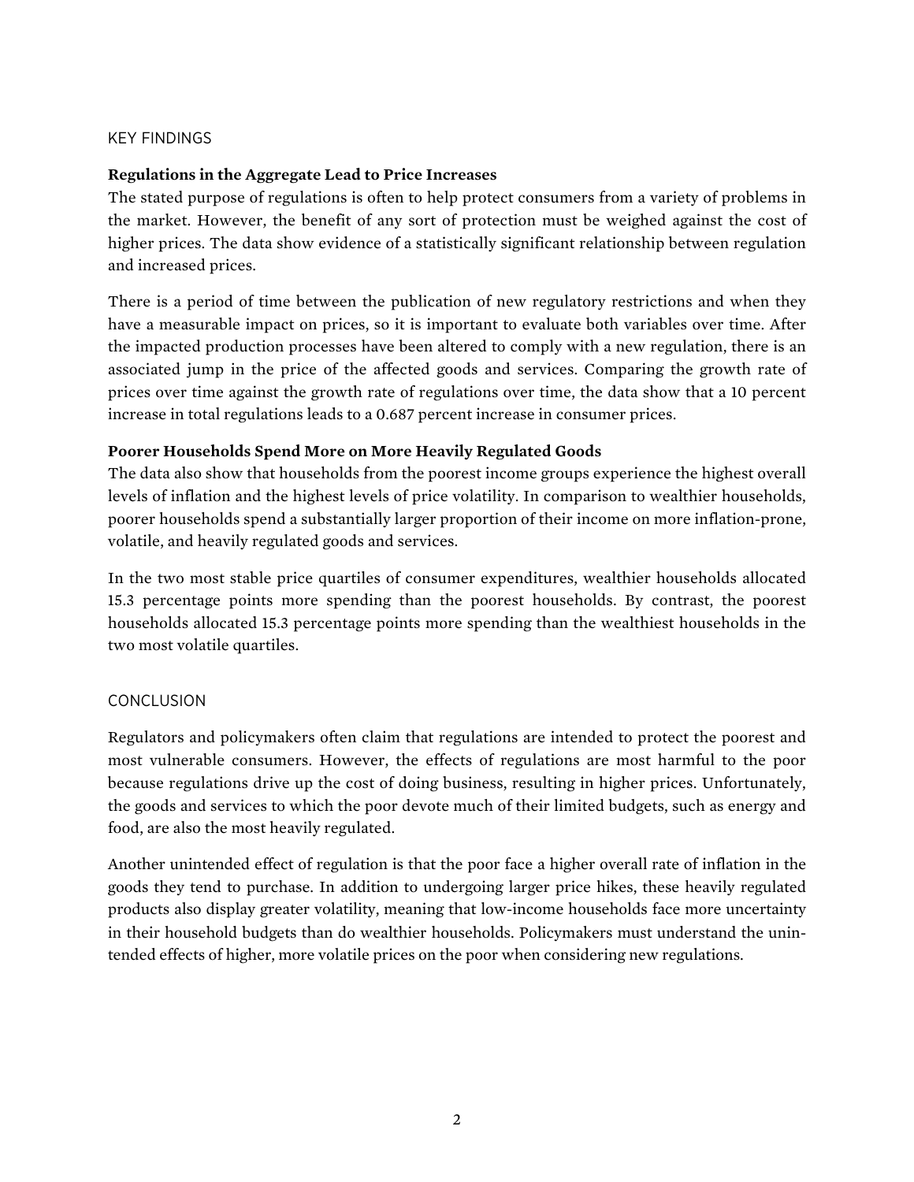## KEY FINDINGS

### Regulations in the Aggregate Lead to Price Increases

The stated purpose of regulations is often to help protect consumers from a variety of problems in the market. However, the benefit of any sort of protection must be weighed against the cost of higher prices. The data show evidence of a statistically significant relationship between regulation and increased prices.

There is a period of time between the publication of new regulatory restrictions and when they have a measurable impact on prices, so it is important to evaluate both variables over time. After the impacted production processes have been altered to comply with a new regulation, there is an associated jump in the price of the affected goods and services. Comparing the growth rate of prices over time against the growth rate of regulations over time, the data show that a 10 percent increase in total regulations leads to a 0.687 percent increase in consumer prices.

### Poorer Households Spend More on More Heavily Regulated Goods

The data also show that households from the poorest income groups experience the highest overall levels of inflation and the highest levels of price volatility. In comparison to wealthier households, poorer households spend a substantially larger proportion of their income on more inflation-prone, volatile, and heavily regulated goods and services.

In the two most stable price quartiles of consumer expenditures, wealthier households allocated 15.3 percentage points more spending than the poorest households. By contrast, the poorest households allocated 15.3 percentage points more spending than the wealthiest households in the two most volatile quartiles.

## CONCLUSION

Regulators and policymakers often claim that regulations are intended to protect the poorest and most vulnerable consumers. However, the effects of regulations are most harmful to the poor because regulations drive up the cost of doing business, resulting in higher prices. Unfortunately, the goods and services to which the poor devote much of their limited budgets, such as energy and food, are also the most heavily regulated.

Another unintended effect of regulation is that the poor face a higher overall rate of inflation in the goods they tend to purchase. In addition to undergoing larger price hikes, these heavily regulated products also display greater volatility, meaning that low-income households face more uncertainty in their household budgets than do wealthier households. Policymakers must understand the unintended effects of higher, more volatile prices on the poor when considering new regulations.